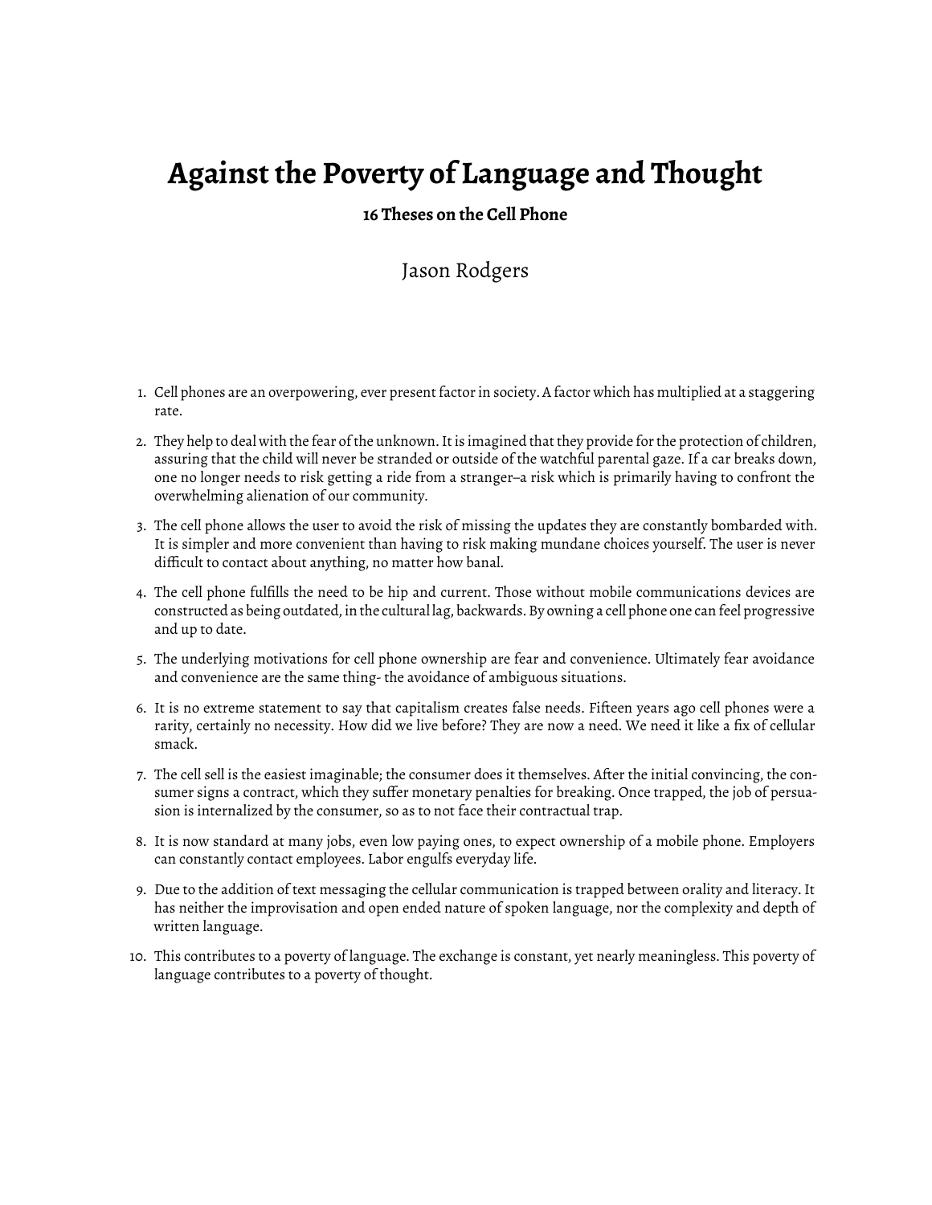# Against the Poverty of Language and Thought

**16 Theses on the Cell Phone**

Jason Rodgers

1. Cell phones are an overpowering, ever present factor in society. A factor which has multiplied at a staggering rate.
2. They help to deal with the fear of the unknown. It is imagined that they provide for the protection of children, assuring that the child will never be stranded or outside of the watchful parental gaze. If a car breaks down, one no longer needs to risk getting a ride from a stranger–a risk which is primarily having to confront the overwhelming alienation of our community.
3. The cell phone allows the user to avoid the risk of missing the updates they are constantly bombarded with. It is simpler and more convenient than having to risk making mundane choices yourself. The user is never difficult to contact about anything, no matter how banal.
4. The cell phone fulfills the need to be hip and current. Those without mobile communications devices are constructed as being outdated, in the cultural lag, backwards. By owning a cell phone one can feel progressive and up to date.
5. The underlying motivations for cell phone ownership are fear and convenience. Ultimately fear avoidance and convenience are the same thing- the avoidance of ambiguous situations.
6. It is no extreme statement to say that capitalism creates false needs. Fifteen years ago cell phones were a rarity, certainly no necessity. How did we live before? They are now a need. We need it like a fix of cellular smack.
7. The cell sell is the easiest imaginable; the consumer does it themselves. After the initial convincing, the consumer signs a contract, which they suffer monetary penalties for breaking. Once trapped, the job of persuasion is internalized by the consumer, so as to not face their contractual trap.
8. It is now standard at many jobs, even low paying ones, to expect ownership of a mobile phone. Employers can constantly contact employees. Labor engulfs everyday life.
9. Due to the addition of text messaging the cellular communication is trapped between orality and literacy. It has neither the improvisation and open ended nature of spoken language, nor the complexity and depth of written language.
10. This contributes to a poverty of language. The exchange is constant, yet nearly meaningless. This poverty of language contributes to a poverty of thought.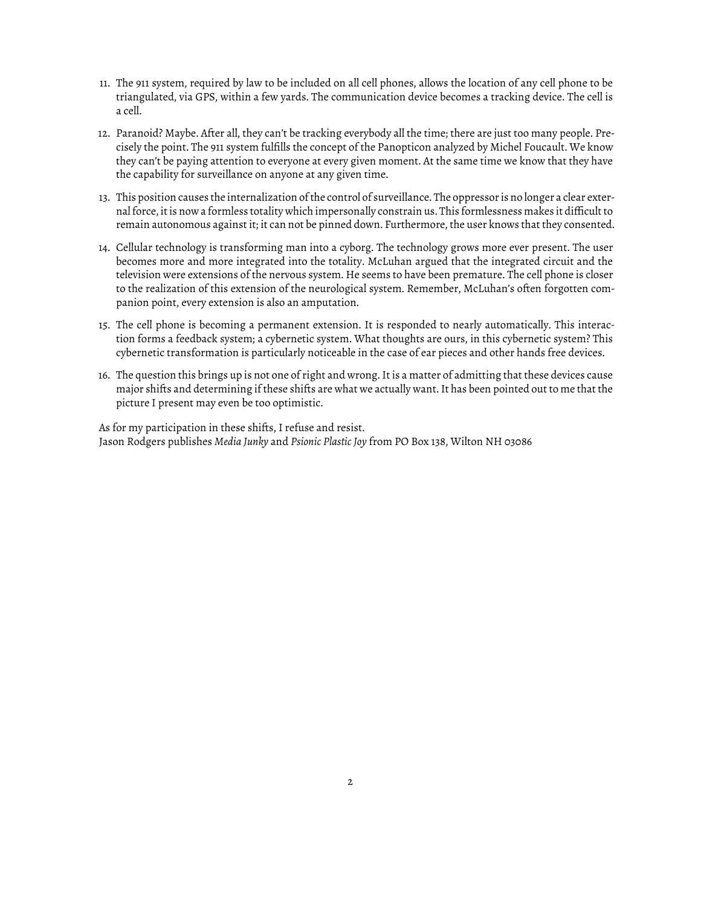11. The 911 system, required by law to be included on all cell phones, allows the location of any cell phone to be triangulated, via GPS, within a few yards. The communication device becomes a tracking device. The cell is a cell.

12. Paranoid? Maybe. After all, they can't be tracking everybody all the time; there are just too many people. Precisely the point. The 911 system fulfills the concept of the Panopticon analyzed by Michel Foucault. We know they can't be paying attention to everyone at every given moment. At the same time we know that they have the capability for surveillance on anyone at any given time.

13. This position causes the internalization of the control of surveillance. The oppressor is no longer a clear external force, it is now a formless totality which impersonally constrain us. This formlessness makes it difficult to remain autonomous against it; it can not be pinned down. Furthermore, the user knows that they consented.

14. Cellular technology is transforming man into a cyborg. The technology grows more ever present. The user becomes more and more integrated into the totality. McLuhan argued that the integrated circuit and the television were extensions of the nervous system. He seems to have been premature. The cell phone is closer to the realization of this extension of the neurological system. Remember, McLuhan's often forgotten companion point, every extension is also an amputation.

15. The cell phone is becoming a permanent extension. It is responded to nearly automatically. This interaction forms a feedback system; a cybernetic system. What thoughts are ours, in this cybernetic system? This cybernetic transformation is particularly noticeable in the case of ear pieces and other hands free devices.

16. The question this brings up is not one of right and wrong. It is a matter of admitting that these devices cause major shifts and determining if these shifts are what we actually want. It has been pointed out to me that the picture I present may even be too optimistic.

As for my participation in these shifts, I refuse and resist.

Jason Rodgers publishes *Media Junky* and *Psionic Plastic Joy* from PO Box 138, Wilton NH 03086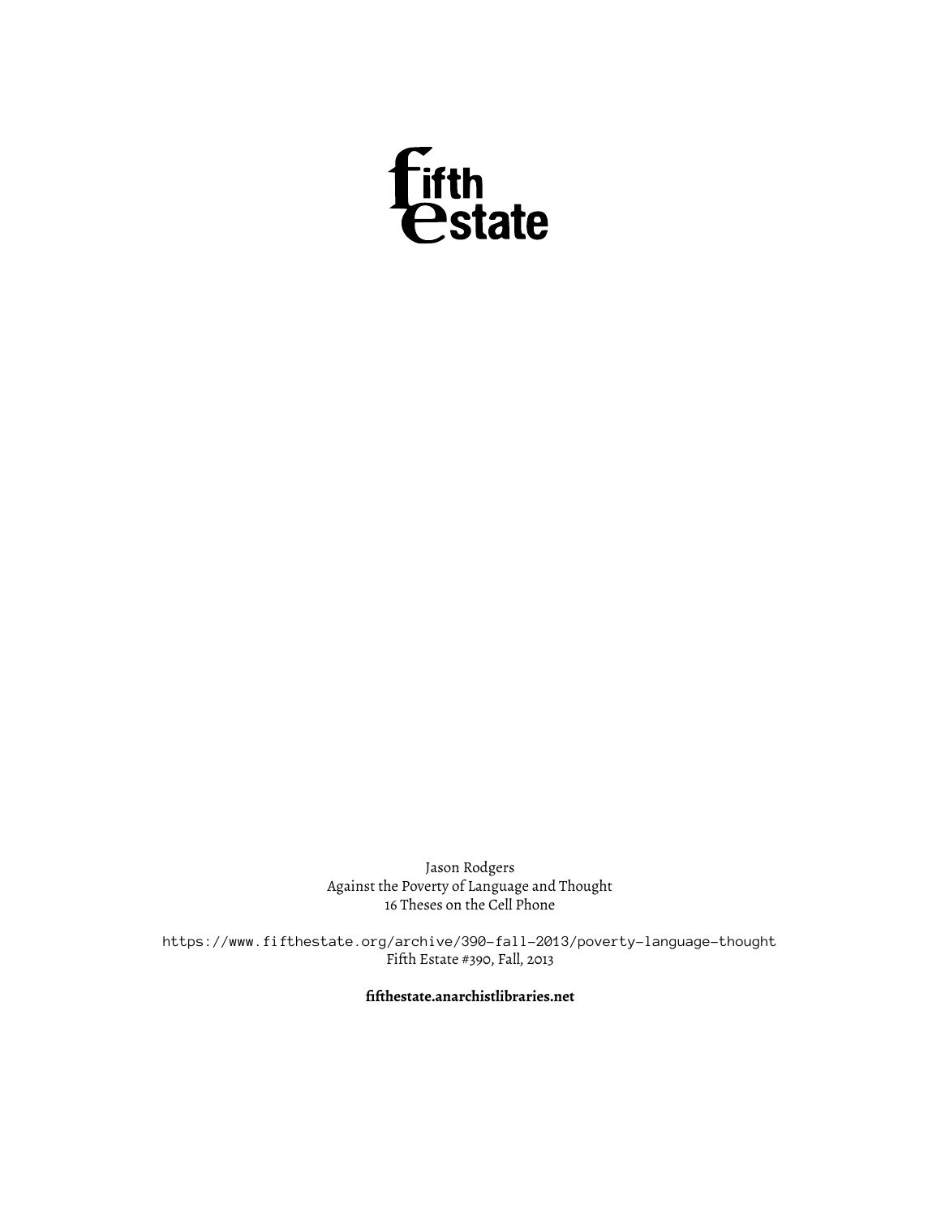Fifth Estate

Jason Rodgers
Against the Poverty of Language and Thought
16 Theses on the Cell Phone

https://www.fifthestate.org/archive/390-fall-2013/poverty-language-thought
Fifth Estate #390, Fall, 2013

**fifthestate.anarchistlibraries.net**